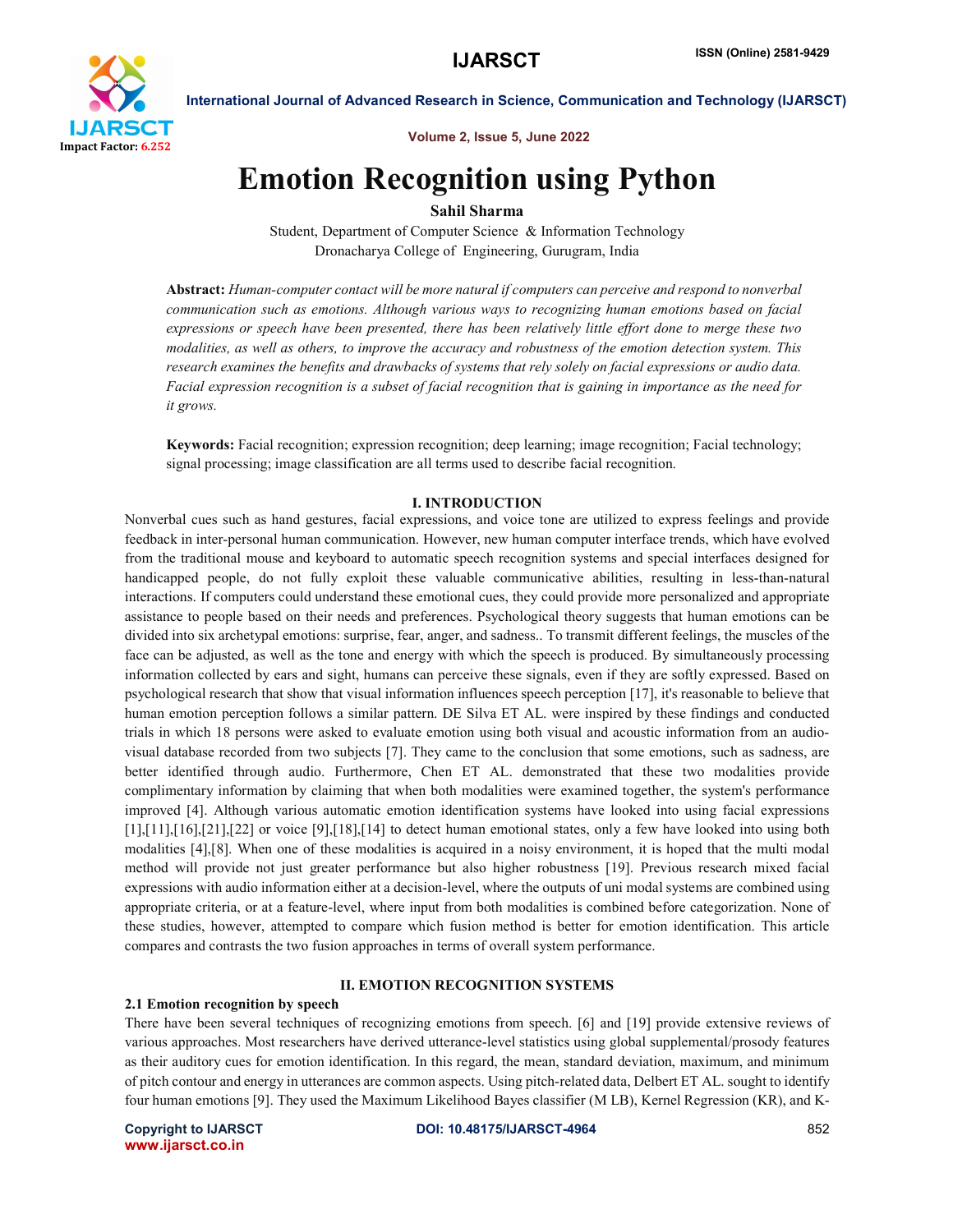# Emotion Recognition using Python

**Sahil Sharma**

Student, Department of Computer Science & Information Technology

Dronacharya College of Engineering, Gurugram, India

**Abstract:** *Human-computer contact will be more natural if computers can perceive and respond to nonverbal communication such as emotions. Although various ways to recognizing human emotions based on facial expressions or speech have been presented, there has been relatively little effort done to merge these two modalities, as well as others, to improve the accuracy and robustness of the emotion detection system. This research examines the benefits and drawbacks of systems that rely solely on facial expressions or audio data. Facial expression recognition is a subset of facial recognition that is gaining in importance as the need for it grows.*

**Keywords:** Facial recognition; expression recognition; deep learning; image recognition; Facial technology; signal processing; image classification are all terms used to describe facial recognition.

## I. INTRODUCTION

Nonverbal cues such as hand gestures, facial expressions, and voice tone are utilized to express feelings and provide feedback in inter-personal human communication. However, new human computer interface trends, which have evolved from the traditional mouse and keyboard to automatic speech recognition systems and special interfaces designed for handicapped people, do not fully exploit these valuable communicative abilities, resulting in less-than-natural interactions. If computers could understand these emotional cues, they could provide more personalized and appropriate assistance to people based on their needs and preferences. Psychological theory suggests that human emotions can be divided into six archetypal emotions: surprise, fear, anger, and sadness.. To transmit different feelings, the muscles of the face can be adjusted, as well as the tone and energy with which the speech is produced. By simultaneously processing information collected by ears and sight, humans can perceive these signals, even if they are softly expressed. Based on psychological research that show that visual information influences speech perception [17], it's reasonable to believe that human emotion perception follows a similar pattern. DE Silva ET AL. were inspired by these findings and conducted trials in which 18 persons were asked to evaluate emotion using both visual and acoustic information from an audio-visual database recorded from two subjects [7]. They came to the conclusion that some emotions, such as sadness, are better identified through audio. Furthermore, Chen ET AL. demonstrated that these two modalities provide complimentary information by claiming that when both modalities were examined together, the system's performance improved [4]. Although various automatic emotion identification systems have looked into using facial expressions [1],[11],[16],[21],[22] or voice [9],[18],[14] to detect human emotional states, only a few have looked into using both modalities [4],[8]. When one of these modalities is acquired in a noisy environment, it is hoped that the multi modal method will provide not just greater performance but also higher robustness [19]. Previous research mixed facial expressions with audio information either at a decision-level, where the outputs of uni modal systems are combined using appropriate criteria, or at a feature-level, where input from both modalities is combined before categorization. None of these studies, however, attempted to compare which fusion method is better for emotion identification. This article compares and contrasts the two fusion approaches in terms of overall system performance.

## II. EMOTION RECOGNITION SYSTEMS

### 2.1 Emotion recognition by speech

There have been several techniques of recognizing emotions from speech. [6] and [19] provide extensive reviews of various approaches. Most researchers have derived utterance-level statistics using global supplemental/prosody features as their auditory cues for emotion identification. In this regard, the mean, standard deviation, maximum, and minimum of pitch contour and energy in utterances are common aspects. Using pitch-related data, Delbert ET AL. sought to identify four human emotions [9]. They used the Maximum Likelihood Bayes classifier (M LB), Kernel Regression (KR), and K-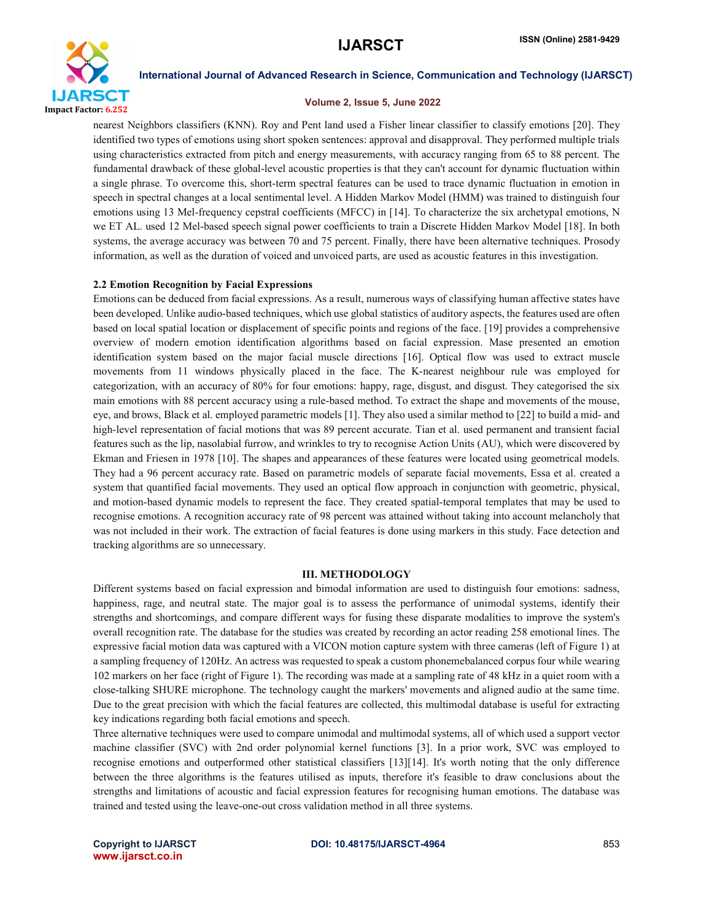nearest Neighbors classifiers (KNN). Roy and Pent land used a Fisher linear classifier to classify emotions [20]. They identified two types of emotions using short spoken sentences: approval and disapproval. They performed multiple trials using characteristics extracted from pitch and energy measurements, with accuracy ranging from 65 to 88 percent. The fundamental drawback of these global-level acoustic properties is that they can't account for dynamic fluctuation within a single phrase. To overcome this, short-term spectral features can be used to trace dynamic fluctuation in emotion in speech in spectral changes at a local sentimental level. A Hidden Markov Model (HMM) was trained to distinguish four emotions using 13 Mel-frequency cepstral coefficients (MFCC) in [14]. To characterize the six archetypal emotions, N we ET AL. used 12 Mel-based speech signal power coefficients to train a Discrete Hidden Markov Model [18]. In both systems, the average accuracy was between 70 and 75 percent. Finally, there have been alternative techniques. Prosody information, as well as the duration of voiced and unvoiced parts, are used as acoustic features in this investigation.

### 2.2 Emotion Recognition by Facial Expressions

Emotions can be deduced from facial expressions. As a result, numerous ways of classifying human affective states have been developed. Unlike audio-based techniques, which use global statistics of auditory aspects, the features used are often based on local spatial location or displacement of specific points and regions of the face. [19] provides a comprehensive overview of modern emotion identification algorithms based on facial expression. Mase presented an emotion identification system based on the major facial muscle directions [16]. Optical flow was used to extract muscle movements from 11 windows physically placed in the face. The K-nearest neighbour rule was employed for categorization, with an accuracy of 80% for four emotions: happy, rage, disgust, and disgust. They categorised the six main emotions with 88 percent accuracy using a rule-based method. To extract the shape and movements of the mouse, eye, and brows, Black et al. employed parametric models [1]. They also used a similar method to [22] to build a mid- and high-level representation of facial motions that was 89 percent accurate. Tian et al. used permanent and transient facial features such as the lip, nasolabial furrow, and wrinkles to try to recognise Action Units (AU), which were discovered by Ekman and Friesen in 1978 [10]. The shapes and appearances of these features were located using geometrical models. They had a 96 percent accuracy rate. Based on parametric models of separate facial movements, Essa et al. created a system that quantified facial movements. They used an optical flow approach in conjunction with geometric, physical, and motion-based dynamic models to represent the face. They created spatial-temporal templates that may be used to recognise emotions. A recognition accuracy rate of 98 percent was attained without taking into account melancholy that was not included in their work. The extraction of facial features is done using markers in this study. Face detection and tracking algorithms are so unnecessary.

## III. METHODOLOGY

Different systems based on facial expression and bimodal information are used to distinguish four emotions: sadness, happiness, rage, and neutral state. The major goal is to assess the performance of unimodal systems, identify their strengths and shortcomings, and compare different ways for fusing these disparate modalities to improve the system's overall recognition rate. The database for the studies was created by recording an actor reading 258 emotional lines. The expressive facial motion data was captured with a VICON motion capture system with three cameras (left of Figure 1) at a sampling frequency of 120Hz. An actress was requested to speak a custom phonemebalanced corpus four while wearing 102 markers on her face (right of Figure 1). The recording was made at a sampling rate of 48 kHz in a quiet room with a close-talking SHURE microphone. The technology caught the markers' movements and aligned audio at the same time. Due to the great precision with which the facial features are collected, this multimodal database is useful for extracting key indications regarding both facial emotions and speech.

Three alternative techniques were used to compare unimodal and multimodal systems, all of which used a support vector machine classifier (SVC) with 2nd order polynomial kernel functions [3]. In a prior work, SVC was employed to recognise emotions and outperformed other statistical classifiers [13][14]. It's worth noting that the only difference between the three algorithms is the features utilised as inputs, therefore it's feasible to draw conclusions about the strengths and limitations of acoustic and facial expression features for recognising human emotions. The database was trained and tested using the leave-one-out cross validation method in all three systems.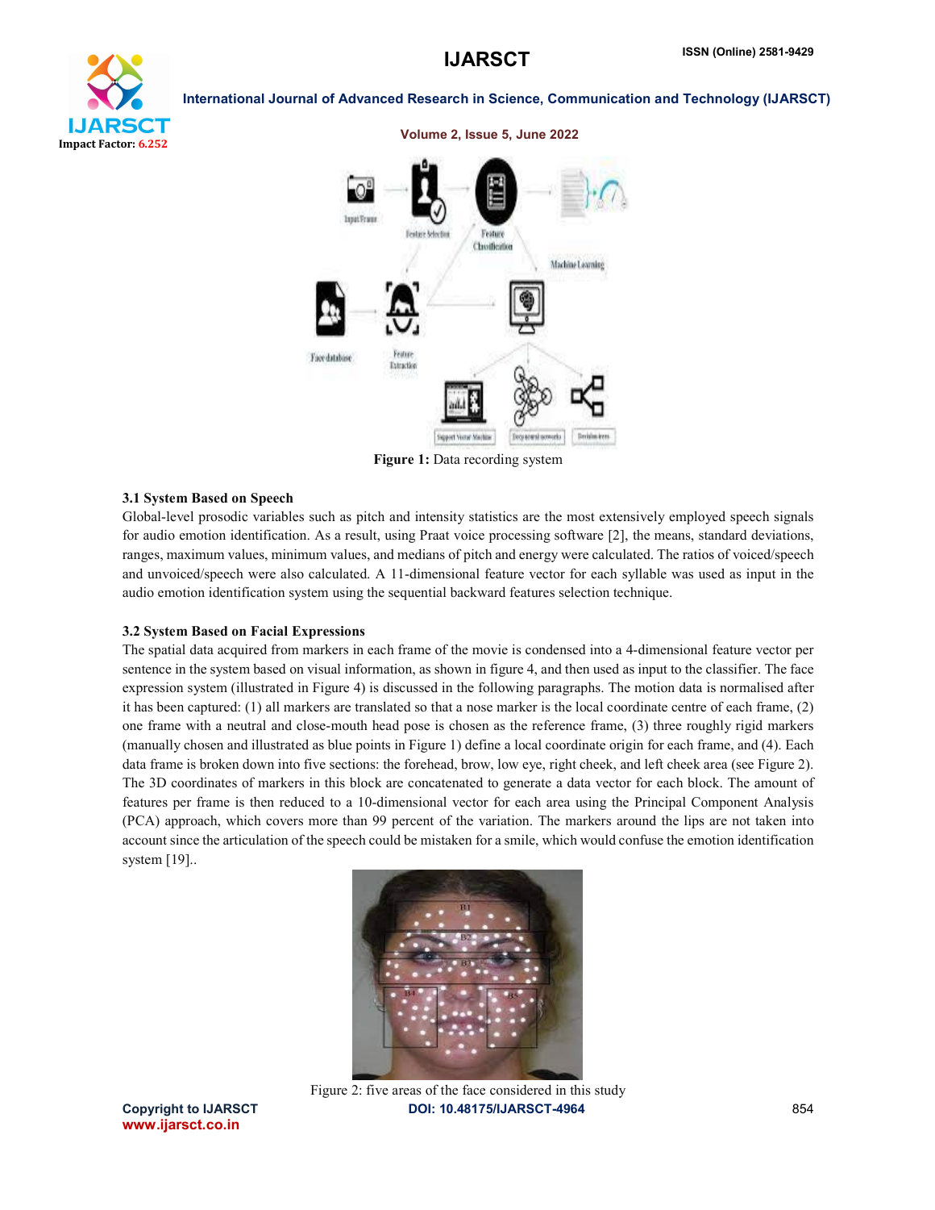Figure 1: Data recording system

### 3.1 System Based on Speech

Global-level prosodic variables such as pitch and intensity statistics are the most extensively employed speech signals for audio emotion identification. As a result, using Praat voice processing software [2], the means, standard deviations, ranges, maximum values, minimum values, and medians of pitch and energy were calculated. The ratios of voiced/speech and unvoiced/speech were also calculated. A 11-dimensional feature vector for each syllable was used as input in the audio emotion identification system using the sequential backward features selection technique.

### 3.2 System Based on Facial Expressions

The spatial data acquired from markers in each frame of the movie is condensed into a 4-dimensional feature vector per sentence in the system based on visual information, as shown in figure 4, and then used as input to the classifier. The face expression system (illustrated in Figure 4) is discussed in the following paragraphs. The motion data is normalised after it has been captured: (1) all markers are translated so that a nose marker is the local coordinate centre of each frame, (2) one frame with a neutral and close-mouth head pose is chosen as the reference frame, (3) three roughly rigid markers (manually chosen and illustrated as blue points in Figure 1) define a local coordinate origin for each frame, and (4). Each data frame is broken down into five sections: the forehead, brow, low eye, right cheek, and left cheek area (see Figure 2). The 3D coordinates of markers in this block are concatenated to generate a data vector for each block. The amount of features per frame is then reduced to a 10-dimensional vector for each area using the Principal Component Analysis (PCA) approach, which covers more than 99 percent of the variation. The markers around the lips are not taken into account since the articulation of the speech could be mistaken for a smile, which would confuse the emotion identification system [19]..

Figure 2: five areas of the face considered in this study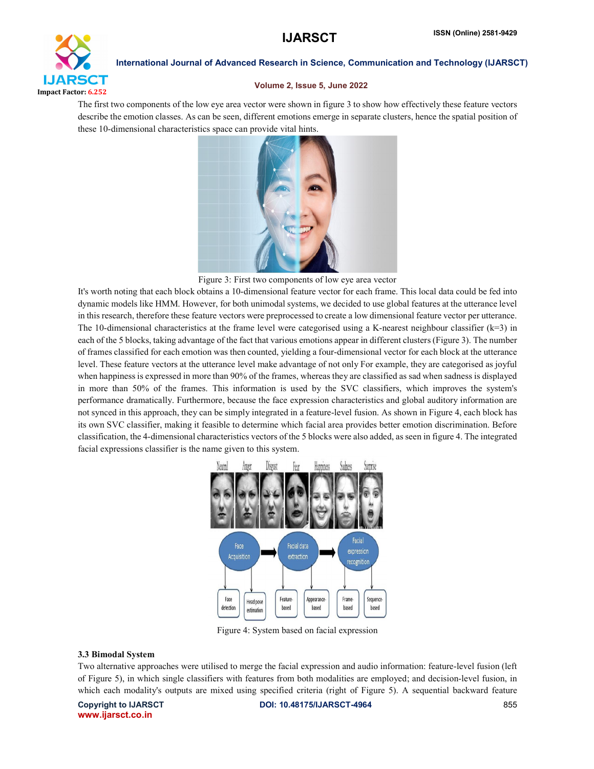The first two components of the low eye area vector were shown in figure 3 to show how effectively these feature vectors describe the emotion classes. As can be seen, different emotions emerge in separate clusters, hence the spatial position of these 10-dimensional characteristics space can provide vital hints.

Figure 3: First two components of low eye area vector

It's worth noting that each block obtains a 10-dimensional feature vector for each frame. This local data could be fed into dynamic models like HMM. However, for both unimodal systems, we decided to use global features at the utterance level in this research, therefore these feature vectors were preprocessed to create a low dimensional feature vector per utterance. The 10-dimensional characteristics at the frame level were categorised using a K-nearest neighbour classifier (k=3) in each of the 5 blocks, taking advantage of the fact that various emotions appear in different clusters (Figure 3). The number of frames classified for each emotion was then counted, yielding a four-dimensional vector for each block at the utterance level. These feature vectors at the utterance level make advantage of not only For example, they are categorised as joyful when happiness is expressed in more than 90% of the frames, whereas they are classified as sad when sadness is displayed in more than 50% of the frames. This information is used by the SVC classifiers, which improves the system's performance dramatically. Furthermore, because the face expression characteristics and global auditory information are not synced in this approach, they can be simply integrated in a feature-level fusion. As shown in Figure 4, each block has its own SVC classifier, making it feasible to determine which facial area provides better emotion discrimination. Before classification, the 4-dimensional characteristics vectors of the 5 blocks were also added, as seen in figure 4. The integrated facial expressions classifier is the name given to this system.

Figure 4: System based on facial expression

### 3.3 Bimodal System

Two alternative approaches were utilised to merge the facial expression and audio information: feature-level fusion (left of Figure 5), in which single classifiers with features from both modalities are employed; and decision-level fusion, in which each modality's outputs are mixed using specified criteria (right of Figure 5). A sequential backward feature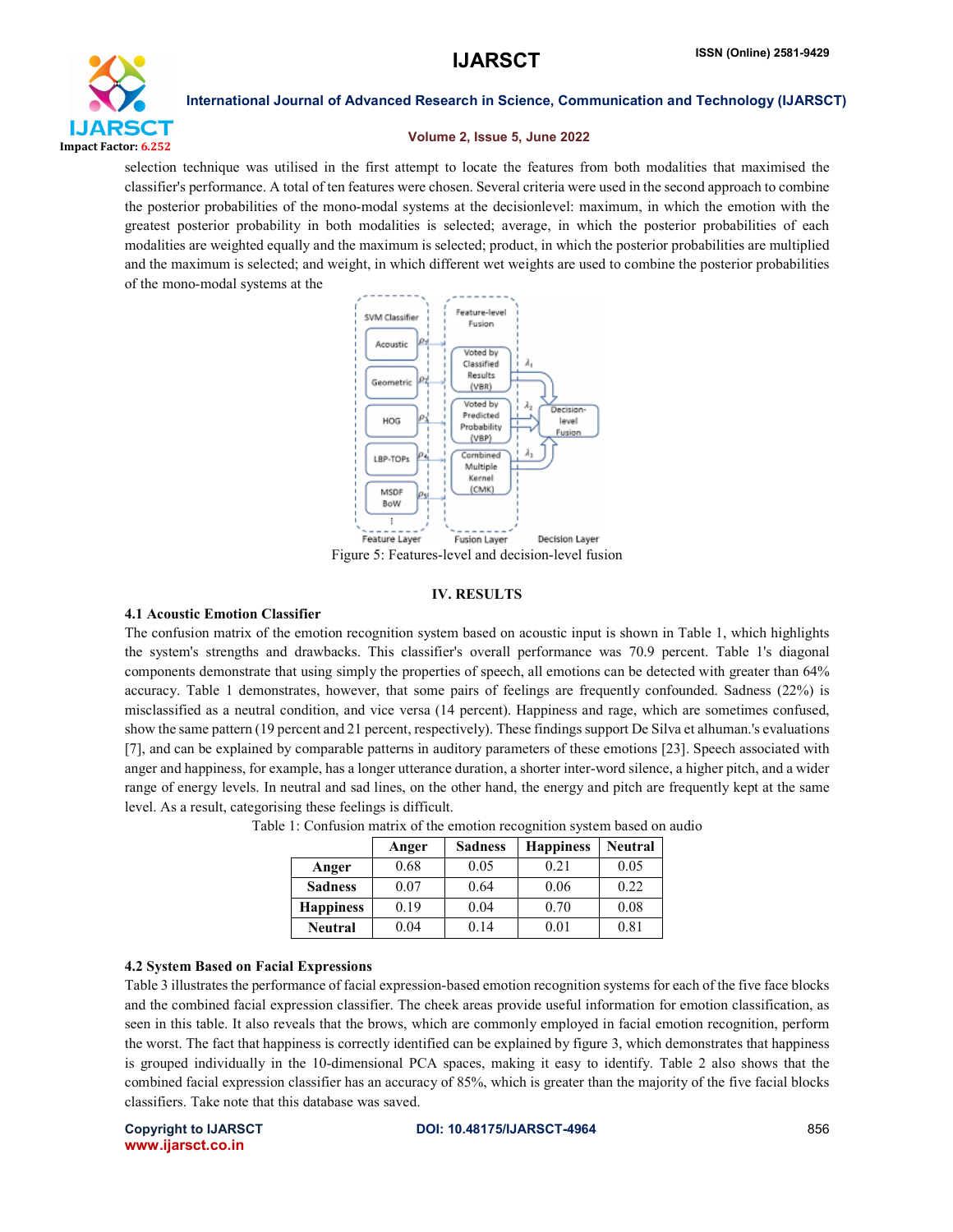selection technique was utilised in the first attempt to locate the features from both modalities that maximised the classifier's performance. A total of ten features were chosen. Several criteria were used in the second approach to combine the posterior probabilities of the mono-modal systems at the decisionlevel: maximum, in which the emotion with the greatest posterior probability in both modalities is selected; average, in which the posterior probabilities of each modalities are weighted equally and the maximum is selected; product, in which the posterior probabilities are multiplied and the maximum is selected; and weight, in which different wet weights are used to combine the posterior probabilities of the mono-modal systems at the

Figure 5: Features-level and decision-level fusion

## IV. RESULTS

### 4.1 Acoustic Emotion Classifier

The confusion matrix of the emotion recognition system based on acoustic input is shown in Table 1, which highlights the system's strengths and drawbacks. This classifier's overall performance was 70.9 percent. Table 1's diagonal components demonstrate that using simply the properties of speech, all emotions can be detected with greater than 64% accuracy. Table 1 demonstrates, however, that some pairs of feelings are frequently confounded. Sadness (22%) is misclassified as a neutral condition, and vice versa (14 percent). Happiness and rage, which are sometimes confused, show the same pattern (19 percent and 21 percent, respectively). These findings support De Silva et alhuman.'s evaluations [7], and can be explained by comparable patterns in auditory parameters of these emotions [23]. Speech associated with anger and happiness, for example, has a longer utterance duration, a shorter inter-word silence, a higher pitch, and a wider range of energy levels. In neutral and sad lines, on the other hand, the energy and pitch are frequently kept at the same level. As a result, categorising these feelings is difficult.

Table 1: Confusion matrix of the emotion recognition system based on audio

| | Anger | Sadness | Happiness | Neutral |
|---|---|---|---|---|
| **Anger** | 0.68 | 0.05 | 0.21 | 0.05 |
| **Sadness** | 0.07 | 0.64 | 0.06 | 0.22 |
| **Happiness** | 0.19 | 0.04 | 0.70 | 0.08 |
| **Neutral** | 0.04 | 0.14 | 0.01 | 0.81 |

### 4.2 System Based on Facial Expressions

Table 3 illustrates the performance of facial expression-based emotion recognition systems for each of the five face blocks and the combined facial expression classifier. The cheek areas provide useful information for emotion classification, as seen in this table. It also reveals that the brows, which are commonly employed in facial emotion recognition, perform the worst. The fact that happiness is correctly identified can be explained by figure 3, which demonstrates that happiness is grouped individually in the 10-dimensional PCA spaces, making it easy to identify. Table 2 also shows that the combined facial expression classifier has an accuracy of 85%, which is greater than the majority of the five facial blocks classifiers. Take note that this database was saved.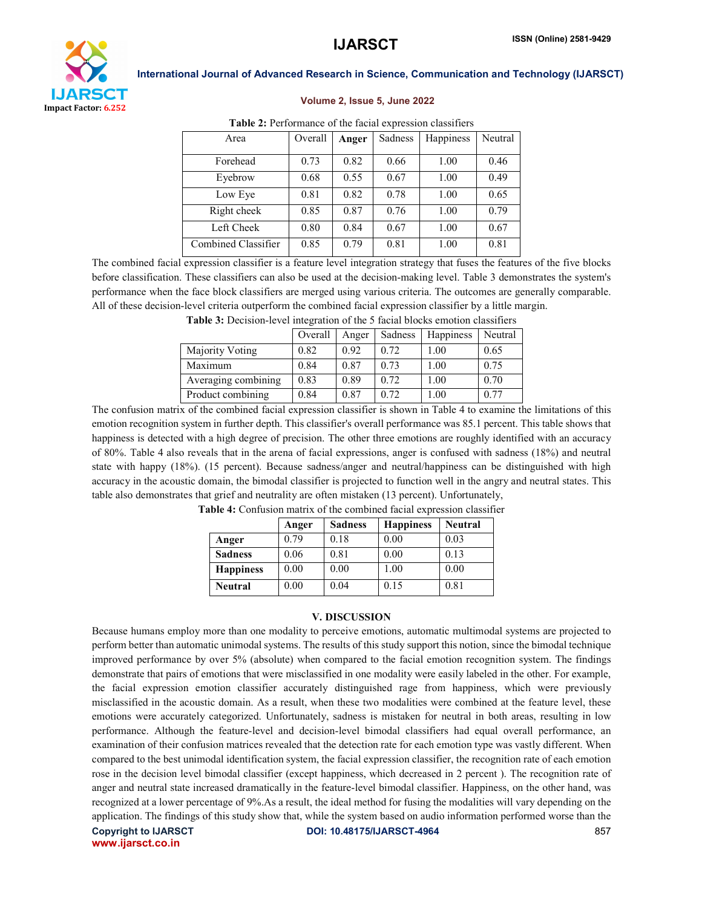**Table 2:** Performance of the facial expression classifiers

| Area | Overall | **Anger** | Sadness | Happiness | Neutral |
|---|---|---|---|---|---|
| Forehead | 0.73 | 0.82 | 0.66 | 1.00 | 0.46 |
| Eyebrow | 0.68 | 0.55 | 0.67 | 1.00 | 0.49 |
| Low Eye | 0.81 | 0.82 | 0.78 | 1.00 | 0.65 |
| Right cheek | 0.85 | 0.87 | 0.76 | 1.00 | 0.79 |
| Left Cheek | 0.80 | 0.84 | 0.67 | 1.00 | 0.67 |
| Combined Classifier | 0.85 | 0.79 | 0.81 | 1.00 | 0.81 |

The combined facial expression classifier is a feature level integration strategy that fuses the features of the five blocks before classification. These classifiers can also be used at the decision-making level. Table 3 demonstrates the system's performance when the face block classifiers are merged using various criteria. The outcomes are generally comparable. All of these decision-level criteria outperform the combined facial expression classifier by a little margin.

**Table 3:** Decision-level integration of the 5 facial blocks emotion classifiers

| | Overall | Anger | Sadness | Happiness | Neutral |
|---|---|---|---|---|---|
| Majority Voting | 0.82 | 0.92 | 0.72 | 1.00 | 0.65 |
| Maximum | 0.84 | 0.87 | 0.73 | 1.00 | 0.75 |
| Averaging combining | 0.83 | 0.89 | 0.72 | 1.00 | 0.70 |
| Product combining | 0.84 | 0.87 | 0.72 | 1.00 | 0.77 |

The confusion matrix of the combined facial expression classifier is shown in Table 4 to examine the limitations of this emotion recognition system in further depth. This classifier's overall performance was 85.1 percent. This table shows that happiness is detected with a high degree of precision. The other three emotions are roughly identified with an accuracy of 80%. Table 4 also reveals that in the arena of facial expressions, anger is confused with sadness (18%) and neutral state with happy (18%). (15 percent). Because sadness/anger and neutral/happiness can be distinguished with high accuracy in the acoustic domain, the bimodal classifier is projected to function well in the angry and neutral states. This table also demonstrates that grief and neutrality are often mistaken (13 percent). Unfortunately,

**Table 4:** Confusion matrix of the combined facial expression classifier

| | **Anger** | **Sadness** | **Happiness** | **Neutral** |
|---|---|---|---|---|
| **Anger** | 0.79 | 0.18 | 0.00 | 0.03 |
| **Sadness** | 0.06 | 0.81 | 0.00 | 0.13 |
| **Happiness** | 0.00 | 0.00 | 1.00 | 0.00 |
| **Neutral** | 0.00 | 0.04 | 0.15 | 0.81 |

## V. DISCUSSION

Because humans employ more than one modality to perceive emotions, automatic multimodal systems are projected to perform better than automatic unimodal systems. The results of this study support this notion, since the bimodal technique improved performance by over 5% (absolute) when compared to the facial emotion recognition system. The findings demonstrate that pairs of emotions that were misclassified in one modality were easily labeled in the other. For example, the facial expression emotion classifier accurately distinguished rage from happiness, which were previously misclassified in the acoustic domain. As a result, when these two modalities were combined at the feature level, these emotions were accurately categorized. Unfortunately, sadness is mistaken for neutral in both areas, resulting in low performance. Although the feature-level and decision-level bimodal classifiers had equal overall performance, an examination of their confusion matrices revealed that the detection rate for each emotion type was vastly different. When compared to the best unimodal identification system, the facial expression classifier, the recognition rate of each emotion rose in the decision level bimodal classifier (except happiness, which decreased in 2 percent ). The recognition rate of anger and neutral state increased dramatically in the feature-level bimodal classifier. Happiness, on the other hand, was recognized at a lower percentage of 9%.As a result, the ideal method for fusing the modalities will vary depending on the application. The findings of this study show that, while the system based on audio information performed worse than the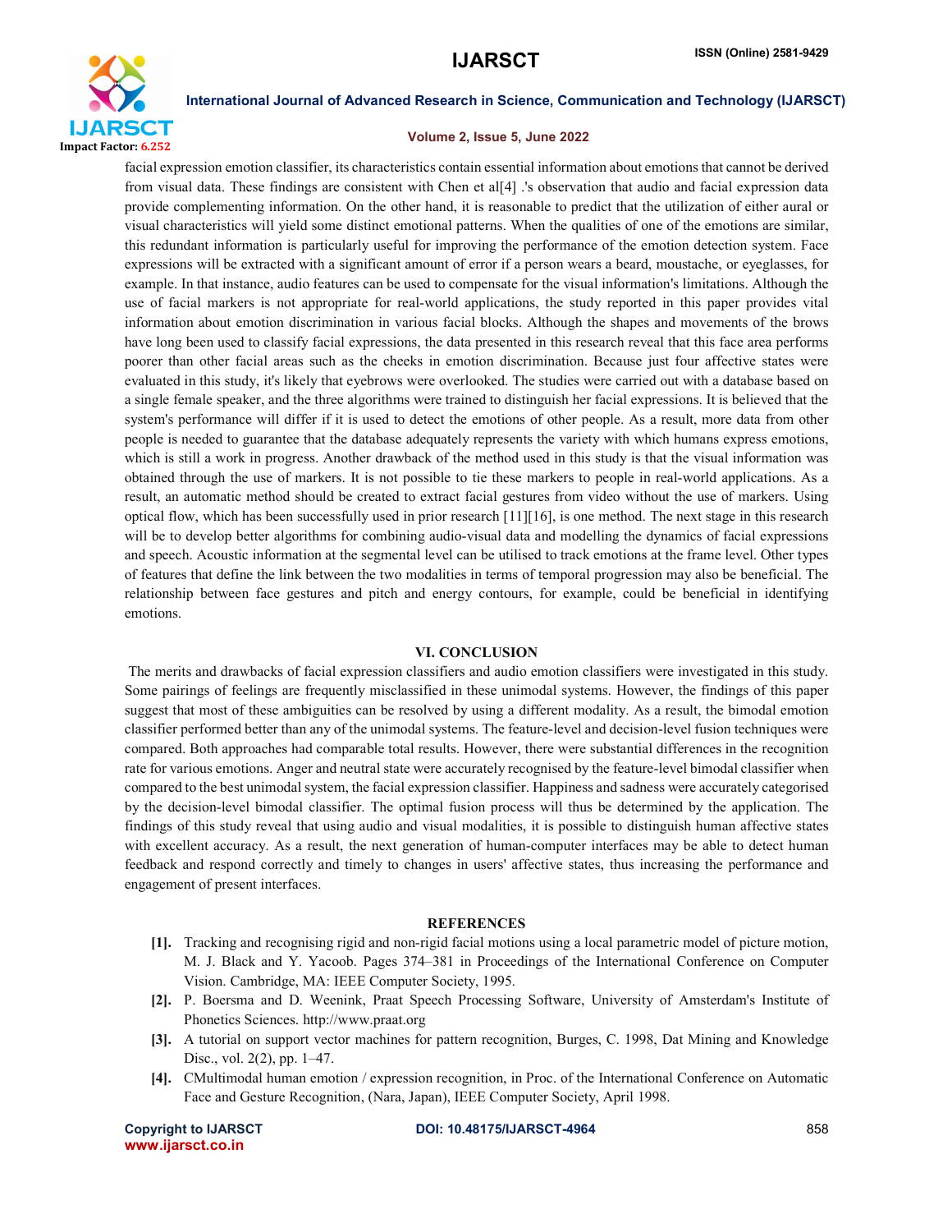facial expression emotion classifier, its characteristics contain essential information about emotions that cannot be derived from visual data. These findings are consistent with Chen et al[4] .'s observation that audio and facial expression data provide complementing information. On the other hand, it is reasonable to predict that the utilization of either aural or visual characteristics will yield some distinct emotional patterns. When the qualities of one of the emotions are similar, this redundant information is particularly useful for improving the performance of the emotion detection system. Face expressions will be extracted with a significant amount of error if a person wears a beard, moustache, or eyeglasses, for example. In that instance, audio features can be used to compensate for the visual information's limitations. Although the use of facial markers is not appropriate for real-world applications, the study reported in this paper provides vital information about emotion discrimination in various facial blocks. Although the shapes and movements of the brows have long been used to classify facial expressions, the data presented in this research reveal that this face area performs poorer than other facial areas such as the cheeks in emotion discrimination. Because just four affective states were evaluated in this study, it's likely that eyebrows were overlooked. The studies were carried out with a database based on a single female speaker, and the three algorithms were trained to distinguish her facial expressions. It is believed that the system's performance will differ if it is used to detect the emotions of other people. As a result, more data from other people is needed to guarantee that the database adequately represents the variety with which humans express emotions, which is still a work in progress. Another drawback of the method used in this study is that the visual information was obtained through the use of markers. It is not possible to tie these markers to people in real-world applications. As a result, an automatic method should be created to extract facial gestures from video without the use of markers. Using optical flow, which has been successfully used in prior research [11][16], is one method. The next stage in this research will be to develop better algorithms for combining audio-visual data and modelling the dynamics of facial expressions and speech. Acoustic information at the segmental level can be utilised to track emotions at the frame level. Other types of features that define the link between the two modalities in terms of temporal progression may also be beneficial. The relationship between face gestures and pitch and energy contours, for example, could be beneficial in identifying emotions.

## VI. CONCLUSION

The merits and drawbacks of facial expression classifiers and audio emotion classifiers were investigated in this study. Some pairings of feelings are frequently misclassified in these unimodal systems. However, the findings of this paper suggest that most of these ambiguities can be resolved by using a different modality. As a result, the bimodal emotion classifier performed better than any of the unimodal systems. The feature-level and decision-level fusion techniques were compared. Both approaches had comparable total results. However, there were substantial differences in the recognition rate for various emotions. Anger and neutral state were accurately recognised by the feature-level bimodal classifier when compared to the best unimodal system, the facial expression classifier. Happiness and sadness were accurately categorised by the decision-level bimodal classifier. The optimal fusion process will thus be determined by the application. The findings of this study reveal that using audio and visual modalities, it is possible to distinguish human affective states with excellent accuracy. As a result, the next generation of human-computer interfaces may be able to detect human feedback and respond correctly and timely to changes in users' affective states, thus increasing the performance and engagement of present interfaces.

## REFERENCES

- [1]. Tracking and recognising rigid and non-rigid facial motions using a local parametric model of picture motion, M. J. Black and Y. Yacoob. Pages 374–381 in Proceedings of the International Conference on Computer Vision. Cambridge, MA: IEEE Computer Society, 1995.
- [2]. P. Boersma and D. Weenink, Praat Speech Processing Software, University of Amsterdam's Institute of Phonetics Sciences. http://www.praat.org
- [3]. A tutorial on support vector machines for pattern recognition, Burges, C. 1998, Dat Mining and Knowledge Disc., vol. 2(2), pp. 1–47.
- [4]. CMultimodal human emotion / expression recognition, in Proc. of the International Conference on Automatic Face and Gesture Recognition, (Nara, Japan), IEEE Computer Society, April 1998.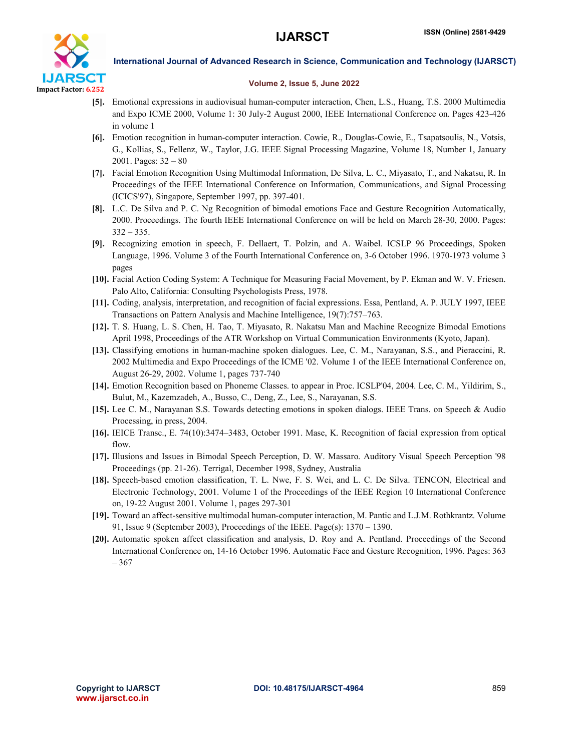- **[5].** Emotional expressions in audiovisual human-computer interaction, Chen, L.S., Huang, T.S. 2000 Multimedia and Expo ICME 2000, Volume 1: 30 July-2 August 2000, IEEE International Conference on. Pages 423-426 in volume 1
- **[6].** Emotion recognition in human-computer interaction. Cowie, R., Douglas-Cowie, E., Tsapatsoulis, N., Votsis, G., Kollias, S., Fellenz, W., Taylor, J.G. IEEE Signal Processing Magazine, Volume 18, Number 1, January 2001. Pages: 32 – 80
- **[7].** Facial Emotion Recognition Using Multimodal Information, De Silva, L. C., Miyasato, T., and Nakatsu, R. In Proceedings of the IEEE International Conference on Information, Communications, and Signal Processing (ICICS'97), Singapore, September 1997, pp. 397-401.
- **[8].** L.C. De Silva and P. C. Ng Recognition of bimodal emotions Face and Gesture Recognition Automatically, 2000. Proceedings. The fourth IEEE International Conference on will be held on March 28-30, 2000. Pages: 332 – 335.
- **[9].** Recognizing emotion in speech, F. Dellaert, T. Polzin, and A. Waibel. ICSLP 96 Proceedings, Spoken Language, 1996. Volume 3 of the Fourth International Conference on, 3-6 October 1996. 1970-1973 volume 3 pages
- **[10].** Facial Action Coding System: A Technique for Measuring Facial Movement, by P. Ekman and W. V. Friesen. Palo Alto, California: Consulting Psychologists Press, 1978.
- **[11].** Coding, analysis, interpretation, and recognition of facial expressions. Essa, Pentland, A. P. JULY 1997, IEEE Transactions on Pattern Analysis and Machine Intelligence, 19(7):757–763.
- **[12].** T. S. Huang, L. S. Chen, H. Tao, T. Miyasato, R. Nakatsu Man and Machine Recognize Bimodal Emotions April 1998, Proceedings of the ATR Workshop on Virtual Communication Environments (Kyoto, Japan).
- **[13].** Classifying emotions in human-machine spoken dialogues. Lee, C. M., Narayanan, S.S., and Pieraccini, R. 2002 Multimedia and Expo Proceedings of the ICME '02. Volume 1 of the IEEE International Conference on, August 26-29, 2002. Volume 1, pages 737-740
- **[14].** Emotion Recognition based on Phoneme Classes. to appear in Proc. ICSLP'04, 2004. Lee, C. M., Yildirim, S., Bulut, M., Kazemzadeh, A., Busso, C., Deng, Z., Lee, S., Narayanan, S.S.
- **[15].** Lee C. M., Narayanan S.S. Towards detecting emotions in spoken dialogs. IEEE Trans. on Speech & Audio Processing, in press, 2004.
- **[16].** IEICE Transc., E. 74(10):3474–3483, October 1991. Mase, K. Recognition of facial expression from optical flow.
- **[17].** Illusions and Issues in Bimodal Speech Perception, D. W. Massaro. Auditory Visual Speech Perception '98 Proceedings (pp. 21-26). Terrigal, December 1998, Sydney, Australia
- **[18].** Speech-based emotion classification, T. L. Nwe, F. S. Wei, and L. C. De Silva. TENCON, Electrical and Electronic Technology, 2001. Volume 1 of the Proceedings of the IEEE Region 10 International Conference on, 19-22 August 2001. Volume 1, pages 297-301
- **[19].** Toward an affect-sensitive multimodal human-computer interaction, M. Pantic and L.J.M. Rothkrantz. Volume 91, Issue 9 (September 2003), Proceedings of the IEEE. Page(s): 1370 – 1390.
- **[20].** Automatic spoken affect classification and analysis, D. Roy and A. Pentland. Proceedings of the Second International Conference on, 14-16 October 1996. Automatic Face and Gesture Recognition, 1996. Pages: 363 – 367